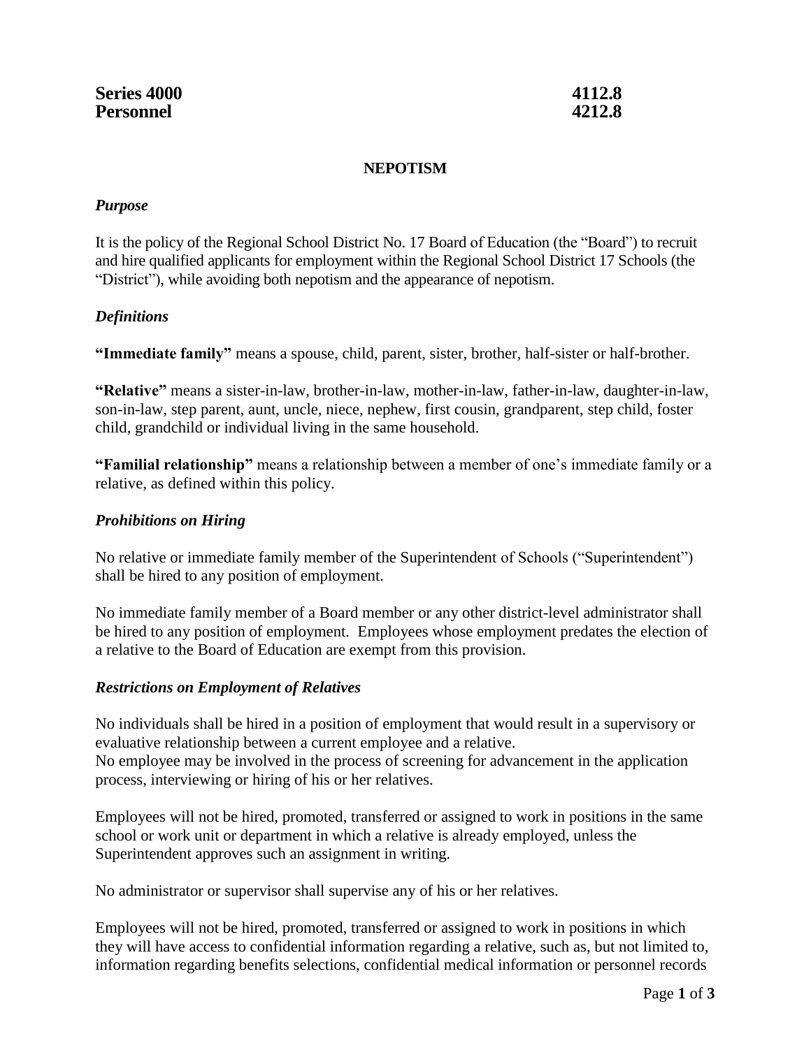**Series 4000** **4112.8**
**Personnel** **4212.8**

## NEPOTISM

### *Purpose*

It is the policy of the Regional School District No. 17 Board of Education (the "Board") to recruit and hire qualified applicants for employment within the Regional School District 17 Schools (the "District"), while avoiding both nepotism and the appearance of nepotism.

### *Definitions*

**"Immediate family"** means a spouse, child, parent, sister, brother, half-sister or half-brother.

**"Relative"** means a sister-in-law, brother-in-law, mother-in-law, father-in-law, daughter-in-law, son-in-law, step parent, aunt, uncle, niece, nephew, first cousin, grandparent, step child, foster child, grandchild or individual living in the same household.

**"Familial relationship"** means a relationship between a member of one's immediate family or a relative, as defined within this policy.

### *Prohibitions on Hiring*

No relative or immediate family member of the Superintendent of Schools ("Superintendent") shall be hired to any position of employment.

No immediate family member of a Board member or any other district-level administrator shall be hired to any position of employment. Employees whose employment predates the election of a relative to the Board of Education are exempt from this provision.

### *Restrictions on Employment of Relatives*

No individuals shall be hired in a position of employment that would result in a supervisory or evaluative relationship between a current employee and a relative.
No employee may be involved in the process of screening for advancement in the application process, interviewing or hiring of his or her relatives.

Employees will not be hired, promoted, transferred or assigned to work in positions in the same school or work unit or department in which a relative is already employed, unless the Superintendent approves such an assignment in writing.

No administrator or supervisor shall supervise any of his or her relatives.

Employees will not be hired, promoted, transferred or assigned to work in positions in which they will have access to confidential information regarding a relative, such as, but not limited to, information regarding benefits selections, confidential medical information or personnel records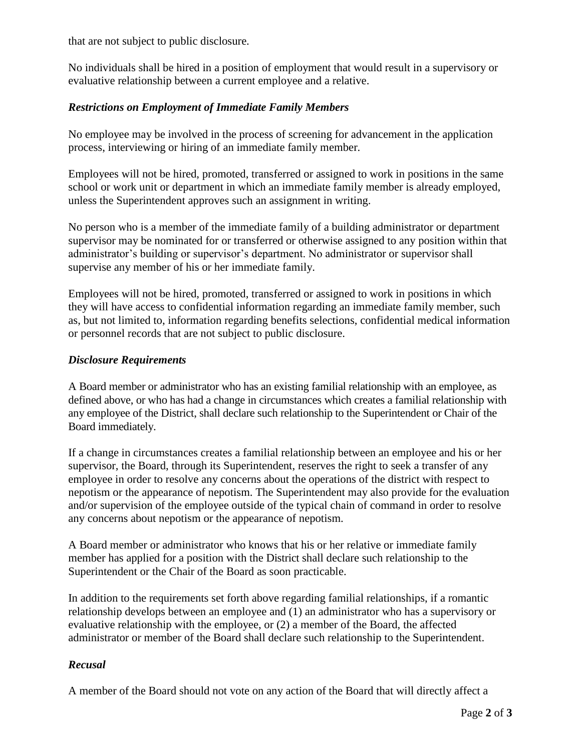that are not subject to public disclosure.

No individuals shall be hired in a position of employment that would result in a supervisory or evaluative relationship between a current employee and a relative.

### *Restrictions on Employment of Immediate Family Members*

No employee may be involved in the process of screening for advancement in the application process, interviewing or hiring of an immediate family member.

Employees will not be hired, promoted, transferred or assigned to work in positions in the same school or work unit or department in which an immediate family member is already employed, unless the Superintendent approves such an assignment in writing.

No person who is a member of the immediate family of a building administrator or department supervisor may be nominated for or transferred or otherwise assigned to any position within that administrator's building or supervisor's department. No administrator or supervisor shall supervise any member of his or her immediate family.

Employees will not be hired, promoted, transferred or assigned to work in positions in which they will have access to confidential information regarding an immediate family member, such as, but not limited to, information regarding benefits selections, confidential medical information or personnel records that are not subject to public disclosure.

### *Disclosure Requirements*

A Board member or administrator who has an existing familial relationship with an employee, as defined above, or who has had a change in circumstances which creates a familial relationship with any employee of the District, shall declare such relationship to the Superintendent or Chair of the Board immediately.

If a change in circumstances creates a familial relationship between an employee and his or her supervisor, the Board, through its Superintendent, reserves the right to seek a transfer of any employee in order to resolve any concerns about the operations of the district with respect to nepotism or the appearance of nepotism. The Superintendent may also provide for the evaluation and/or supervision of the employee outside of the typical chain of command in order to resolve any concerns about nepotism or the appearance of nepotism.

A Board member or administrator who knows that his or her relative or immediate family member has applied for a position with the District shall declare such relationship to the Superintendent or the Chair of the Board as soon practicable.

In addition to the requirements set forth above regarding familial relationships, if a romantic relationship develops between an employee and (1) an administrator who has a supervisory or evaluative relationship with the employee, or (2) a member of the Board, the affected administrator or member of the Board shall declare such relationship to the Superintendent.

### *Recusal*

A member of the Board should not vote on any action of the Board that will directly affect a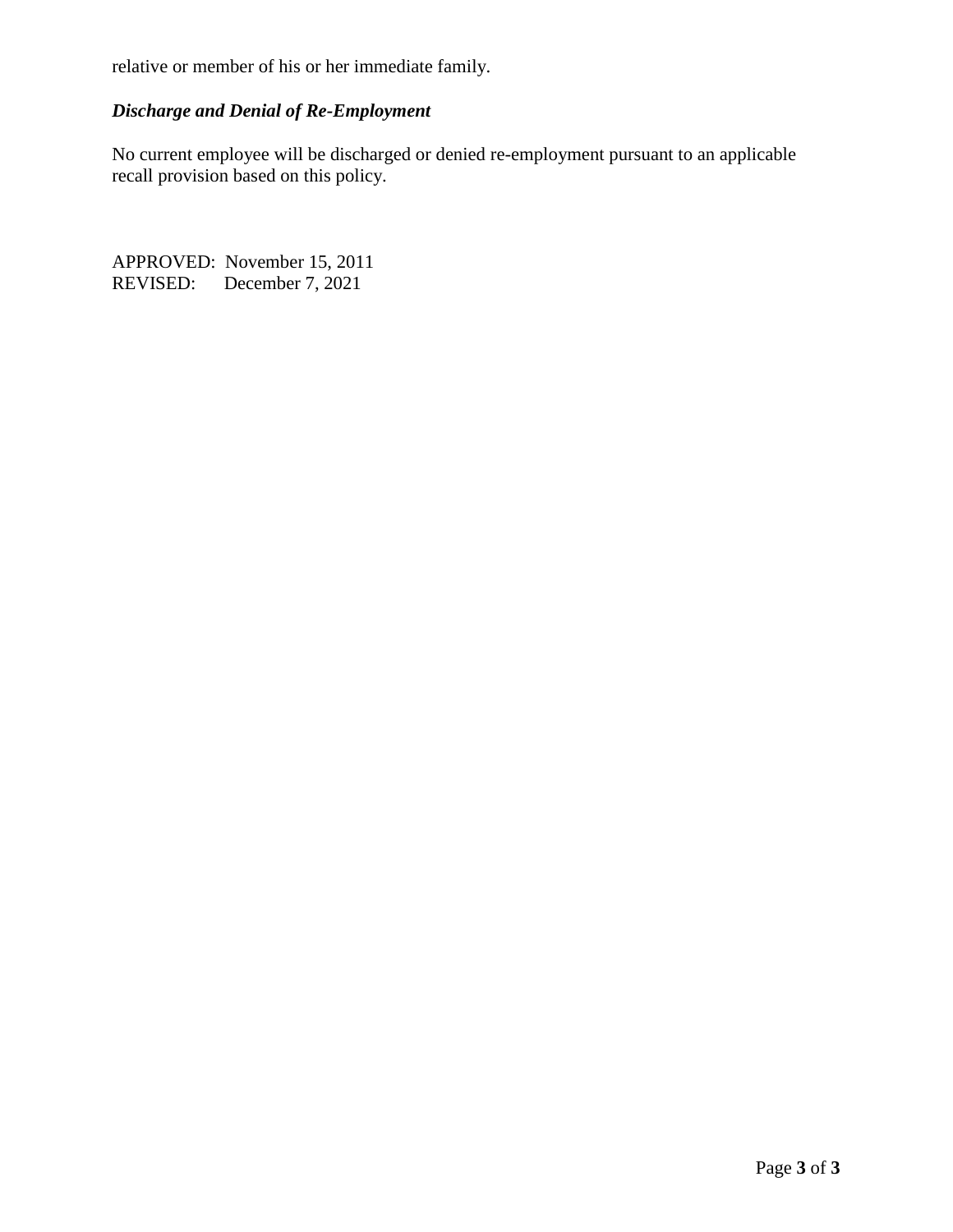relative or member of his or her immediate family.

### *Discharge and Denial of Re-Employment*

No current employee will be discharged or denied re-employment pursuant to an applicable recall provision based on this policy.

APPROVED: November 15, 2011
REVISED: December 7, 2021